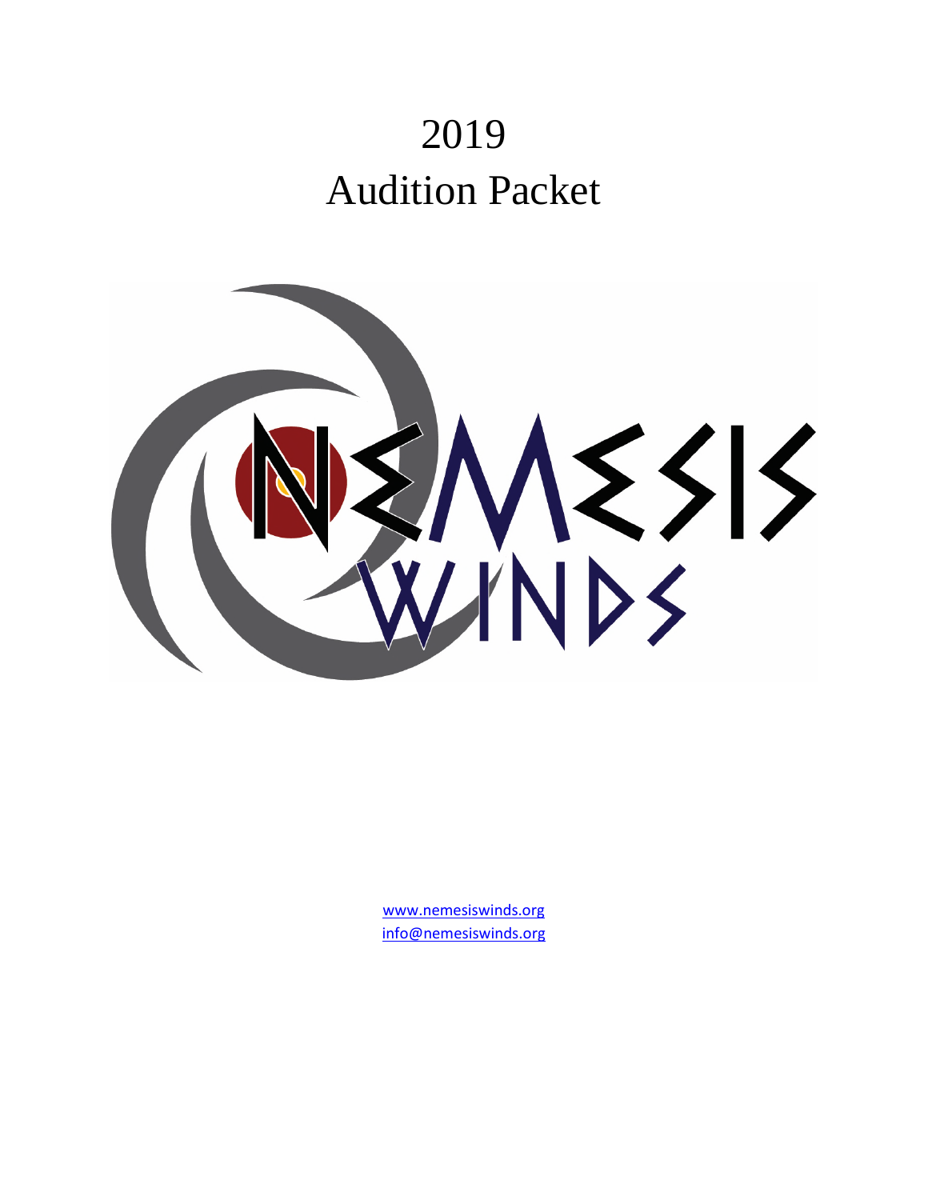# 2019
# Audition Packet

www.nemesiswinds.org
info@nemesiswinds.org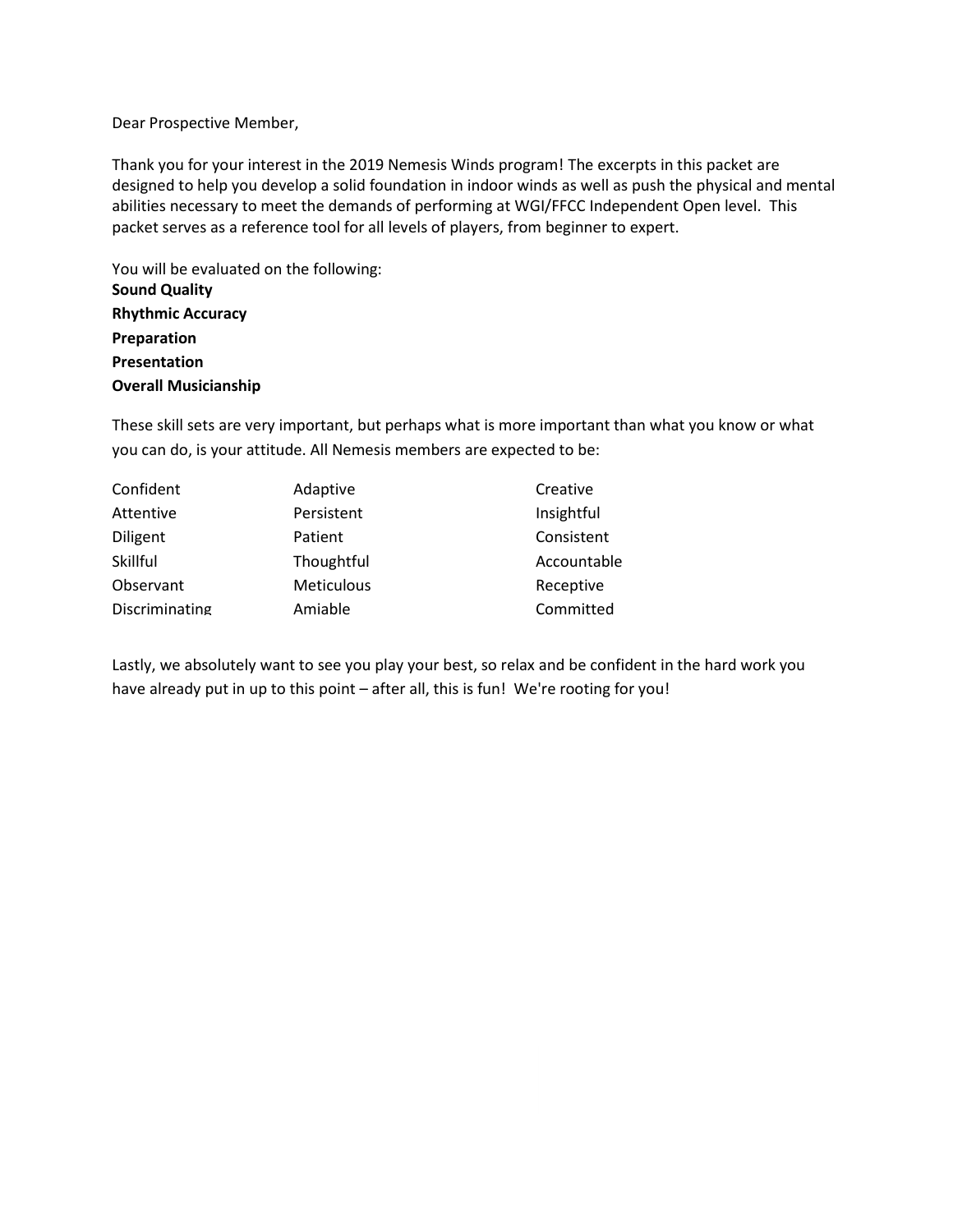Dear Prospective Member,

Thank you for your interest in the 2019 Nemesis Winds program! The excerpts in this packet are designed to help you develop a solid foundation in indoor winds as well as push the physical and mental abilities necessary to meet the demands of performing at WGI/FFCC Independent Open level. This packet serves as a reference tool for all levels of players, from beginner to expert.

You will be evaluated on the following:

**Sound Quality**  
**Rhythmic Accuracy**  
**Preparation**  
**Presentation**  
**Overall Musicianship**

These skill sets are very important, but perhaps what is more important than what you know or what you can do, is your attitude. All Nemesis members are expected to be:

| | | |
|---|---|---|
| Confident | Adaptive | Creative |
| Attentive | Persistent | Insightful |
| Diligent | Patient | Consistent |
| Skillful | Thoughtful | Accountable |
| Observant | Meticulous | Receptive |
| Discriminating | Amiable | Committed |

Lastly, we absolutely want to see you play your best, so relax and be confident in the hard work you have already put in up to this point – after all, this is fun! We're rooting for you!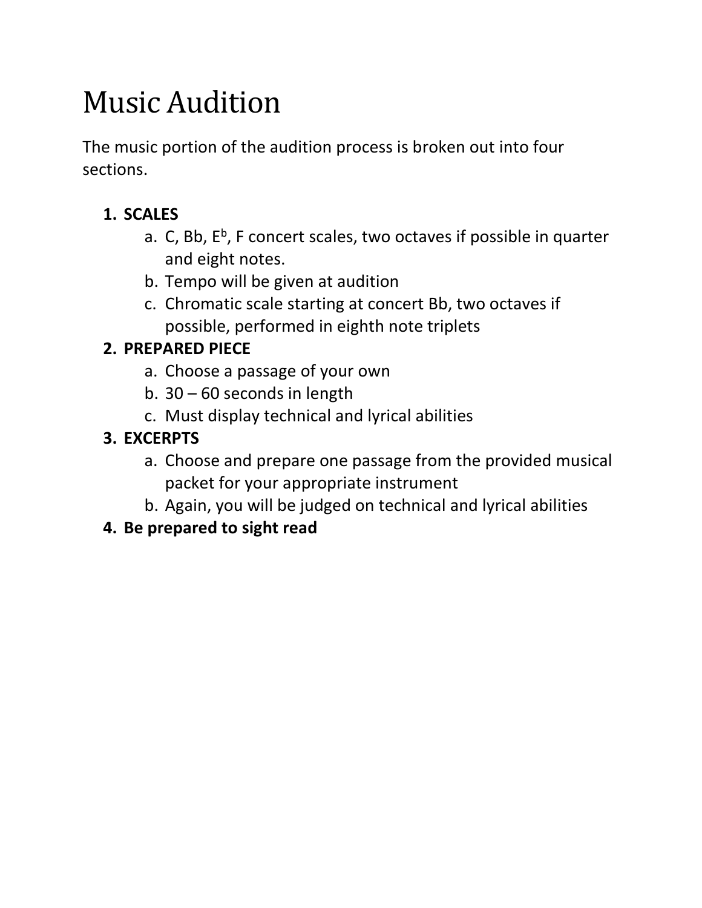# Music Audition

The music portion of the audition process is broken out into four sections.

1. **SCALES**
   a. C, Bb, E$^{b}$, F concert scales, two octaves if possible in quarter and eight notes.
   b. Tempo will be given at audition
   c. Chromatic scale starting at concert Bb, two octaves if possible, performed in eighth note triplets
2. **PREPARED PIECE**
   a. Choose a passage of your own
   b. 30 – 60 seconds in length
   c. Must display technical and lyrical abilities
3. **EXCERPTS**
   a. Choose and prepare one passage from the provided musical packet for your appropriate instrument
   b. Again, you will be judged on technical and lyrical abilities
4. **Be prepared to sight read**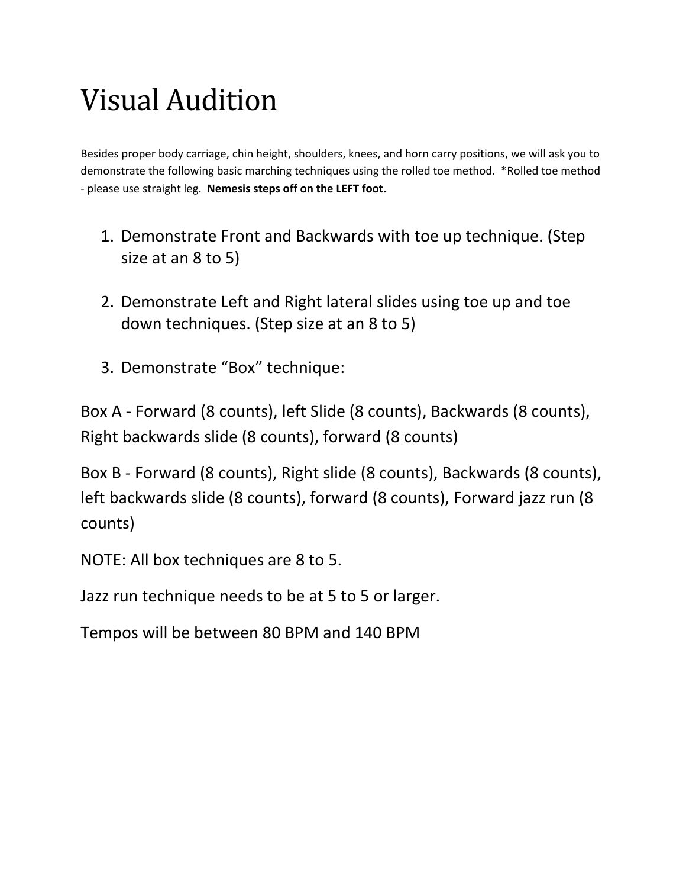# Visual Audition

Besides proper body carriage, chin height, shoulders, knees, and horn carry positions, we will ask you to demonstrate the following basic marching techniques using the rolled toe method. *Rolled toe method - please use straight leg. **Nemesis steps off on the LEFT foot.**

1. Demonstrate Front and Backwards with toe up technique. (Step size at an 8 to 5)

2. Demonstrate Left and Right lateral slides using toe up and toe down techniques. (Step size at an 8 to 5)

3. Demonstrate "Box" technique:

Box A - Forward (8 counts), left Slide (8 counts), Backwards (8 counts), Right backwards slide (8 counts), forward (8 counts)

Box B - Forward (8 counts), Right slide (8 counts), Backwards (8 counts), left backwards slide (8 counts), forward (8 counts), Forward jazz run (8 counts)

NOTE: All box techniques are 8 to 5.

Jazz run technique needs to be at 5 to 5 or larger.

Tempos will be between 80 BPM and 140 BPM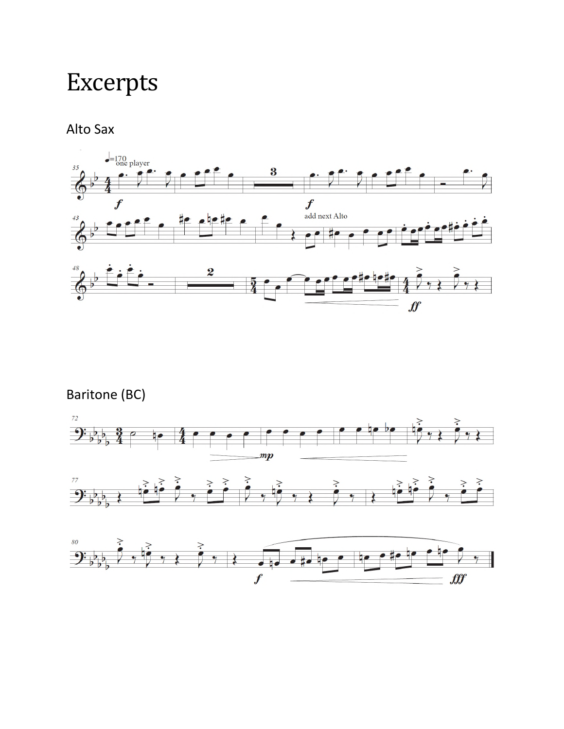# Excerpts

## Alto Sax

## Baritone (BC)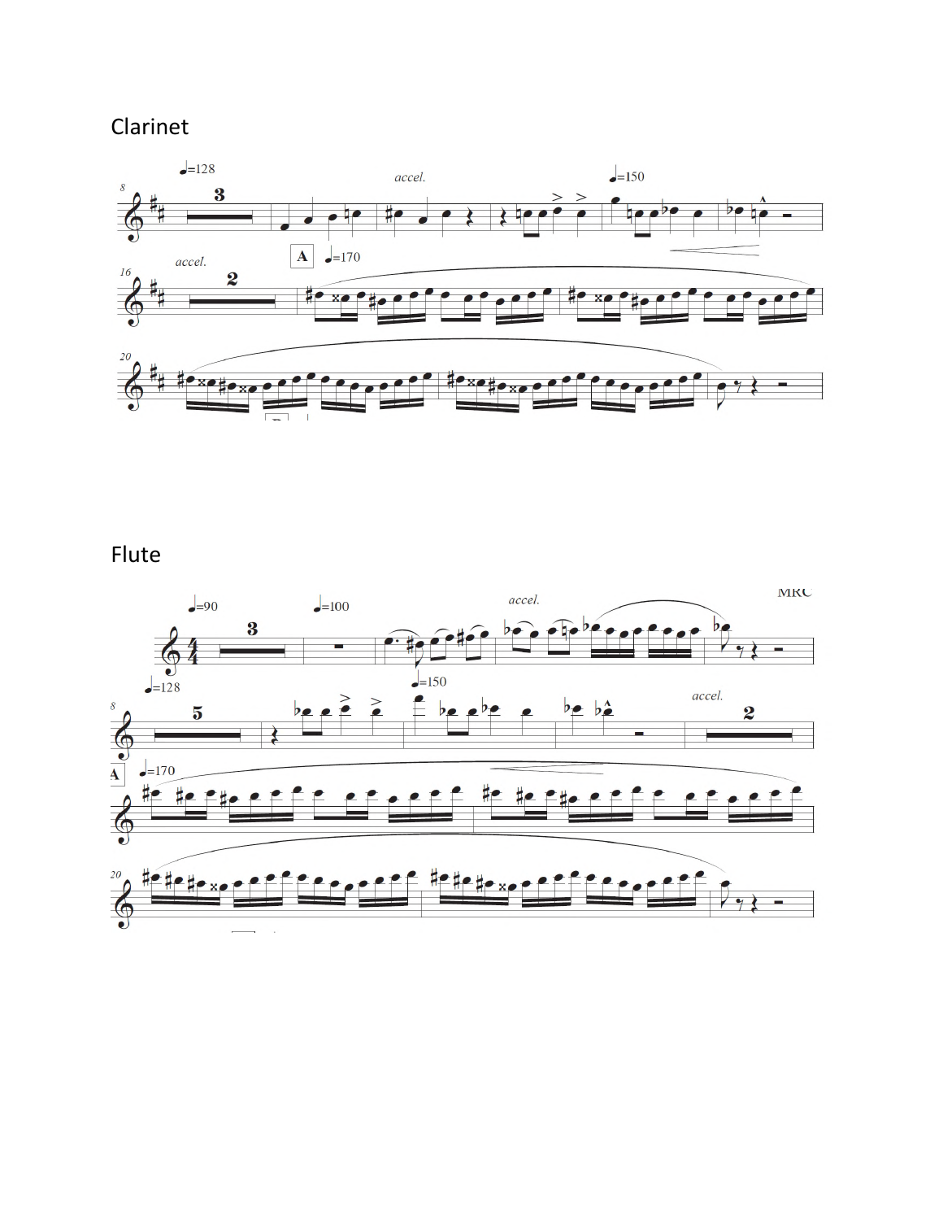Clarinet

Flute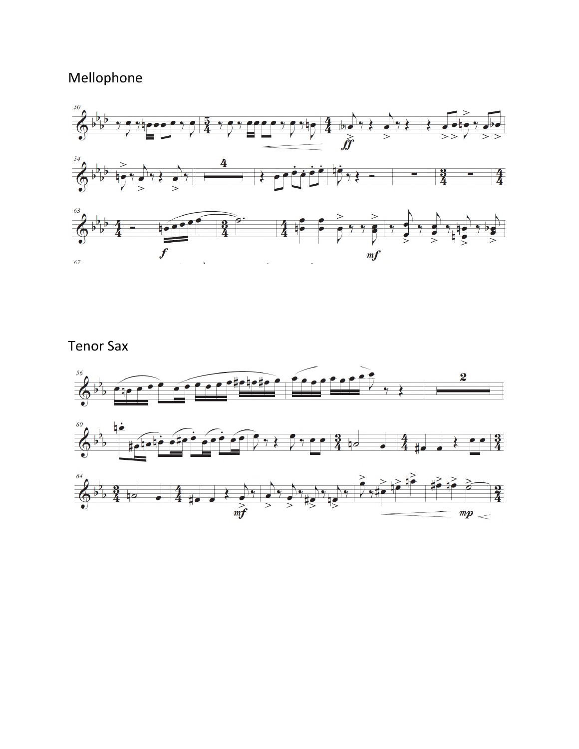Mellophone

Tenor Sax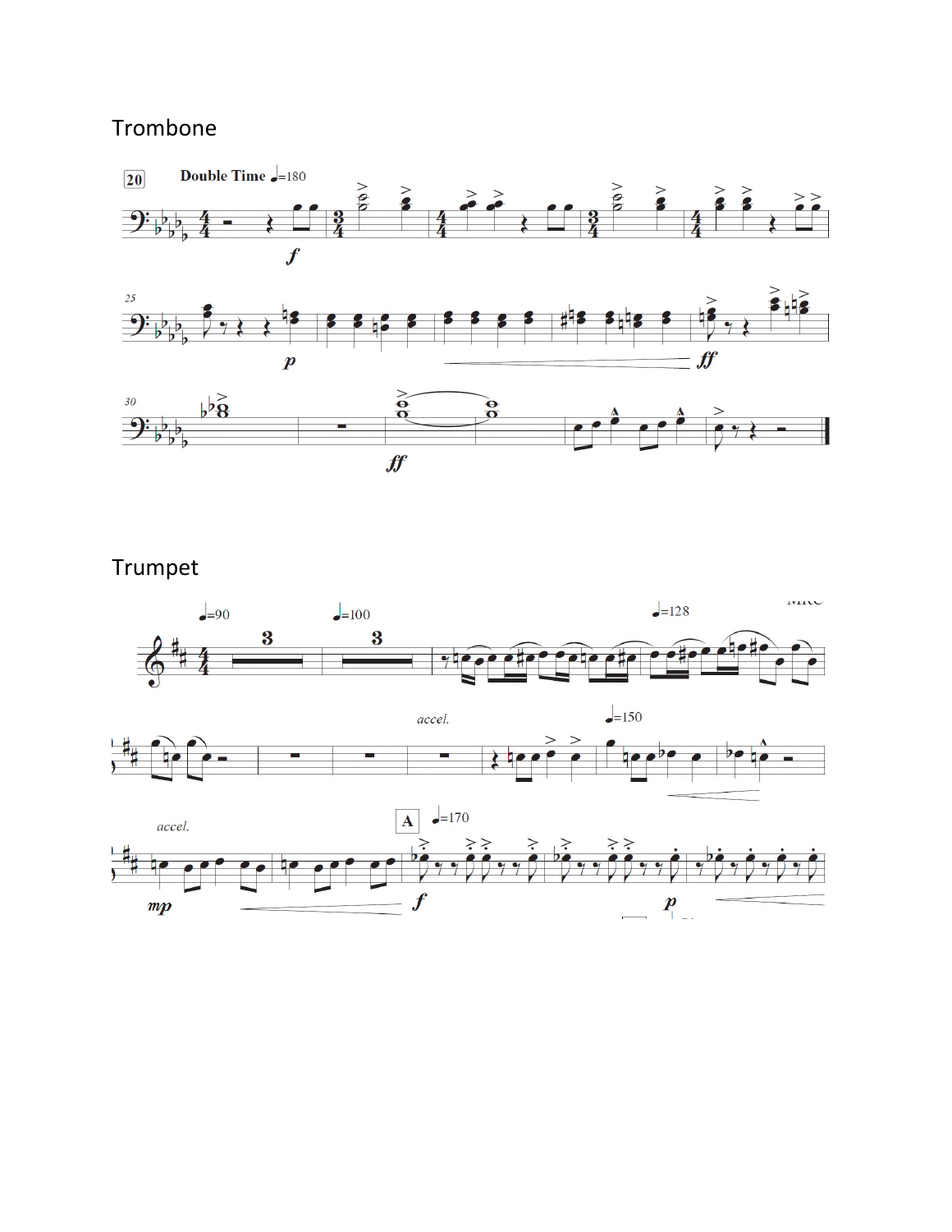## Trombone

## Trumpet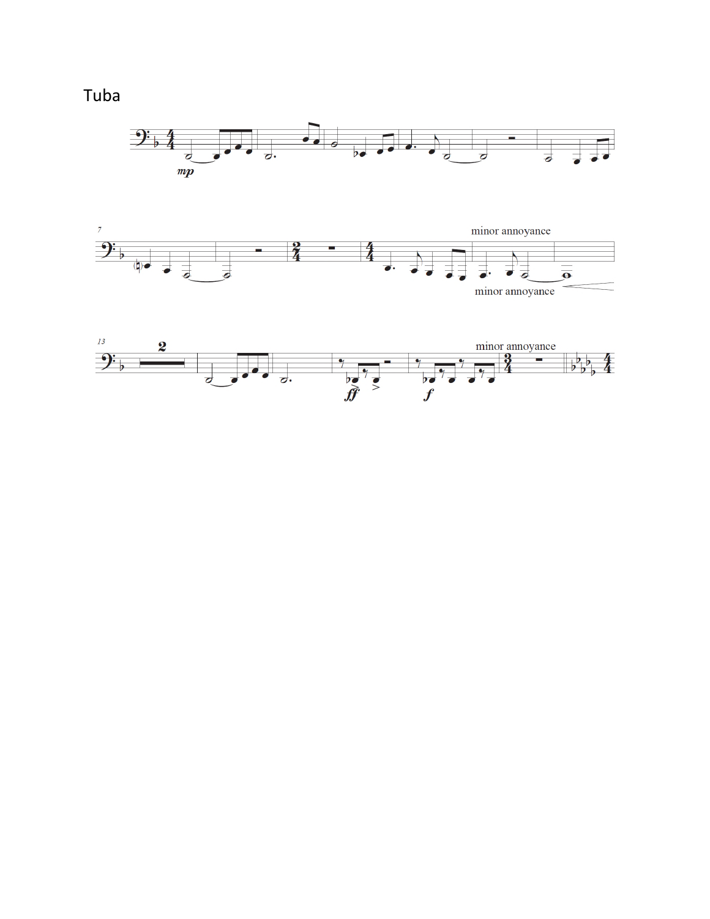Tuba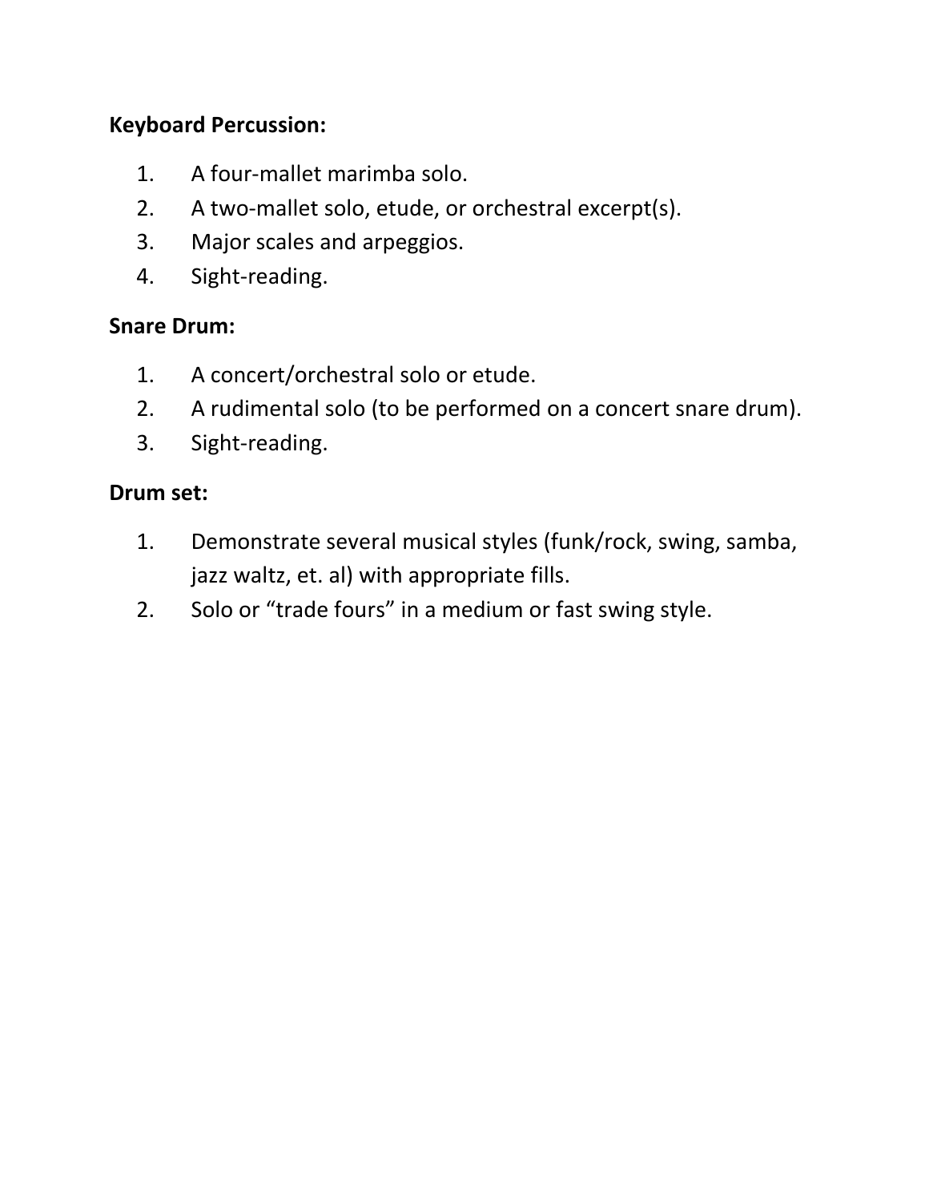**Keyboard Percussion:**

1. A four-mallet marimba solo.
2. A two-mallet solo, etude, or orchestral excerpt(s).
3. Major scales and arpeggios.
4. Sight-reading.

**Snare Drum:**

1. A concert/orchestral solo or etude.
2. A rudimental solo (to be performed on a concert snare drum).
3. Sight-reading.

**Drum set:**

1. Demonstrate several musical styles (funk/rock, swing, samba, jazz waltz, et. al) with appropriate fills.
2. Solo or “trade fours” in a medium or fast swing style.